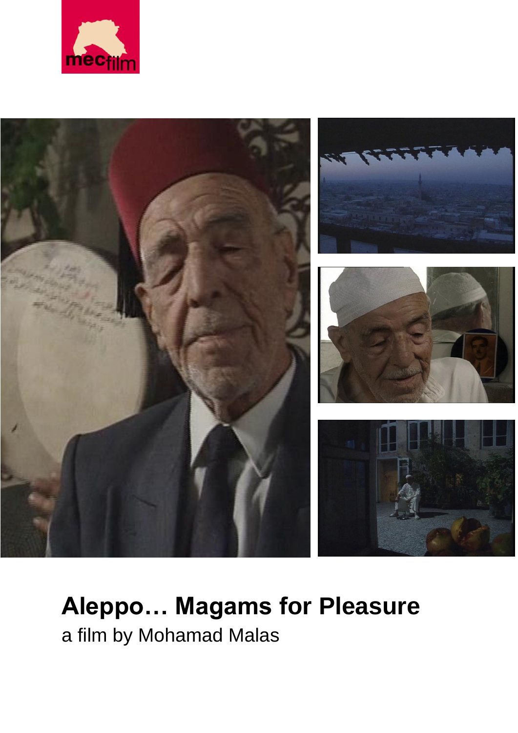# Aleppo… Magams for Pleasure

a film by Mohamad Malas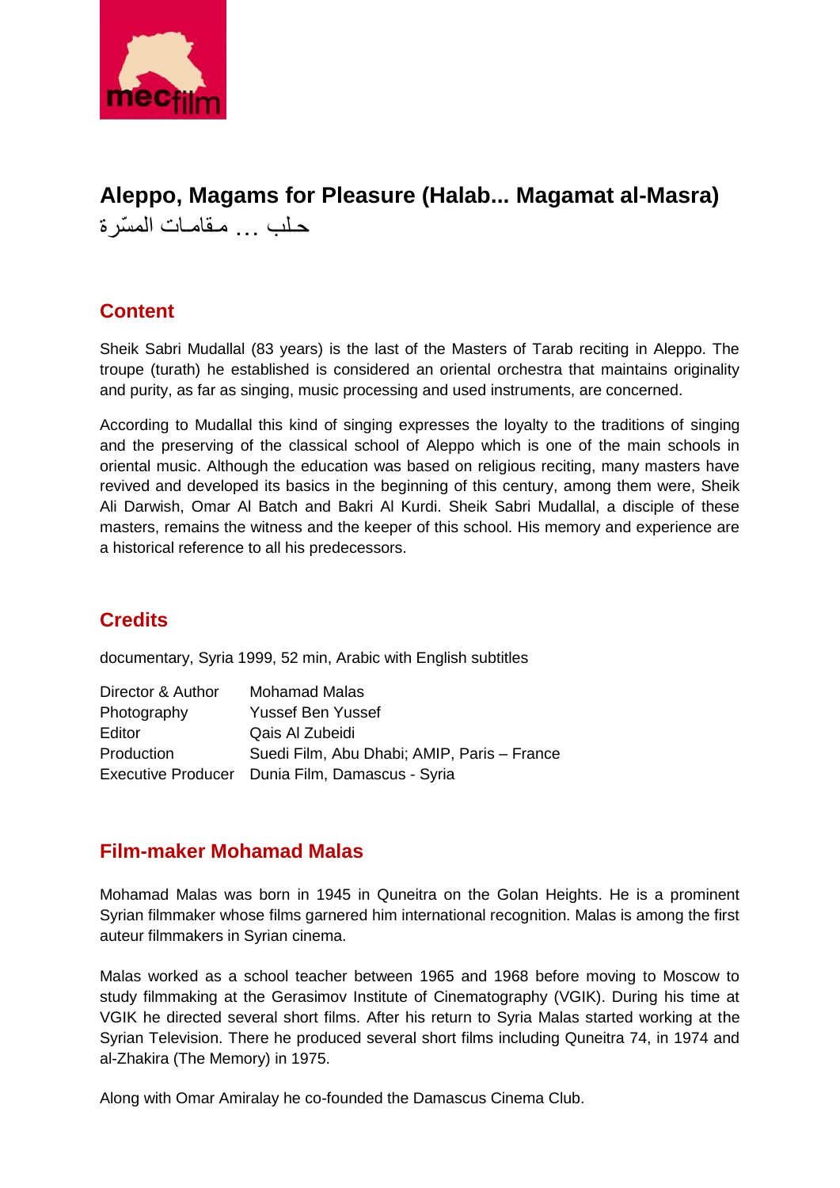# Aleppo, Magams for Pleasure (Halab... Magamat al-Masra)

حـلب ... مـقامـات المسّرة

## Content

Sheik Sabri Mudallal (83 years) is the last of the Masters of Tarab reciting in Aleppo. The troupe (turath) he established is considered an oriental orchestra that maintains originality and purity, as far as singing, music processing and used instruments, are concerned.

According to Mudallal this kind of singing expresses the loyalty to the traditions of singing and the preserving of the classical school of Aleppo which is one of the main schools in oriental music. Although the education was based on religious reciting, many masters have revived and developed its basics in the beginning of this century, among them were, Sheik Ali Darwish, Omar Al Batch and Bakri Al Kurdi. Sheik Sabri Mudallal, a disciple of these masters, remains the witness and the keeper of this school. His memory and experience are a historical reference to all his predecessors.

## Credits

documentary, Syria 1999, 52 min, Arabic with English subtitles

| | |
|---|---|
| Director & Author | Mohamad Malas |
| Photography | Yussef Ben Yussef |
| Editor | Qais Al Zubeidi |
| Production | Suedi Film, Abu Dhabi; AMIP, Paris – France |
| Executive Producer | Dunia Film, Damascus - Syria |

## Film-maker Mohamad Malas

Mohamad Malas was born in 1945 in Quneitra on the Golan Heights. He is a prominent Syrian filmmaker whose films garnered him international recognition. Malas is among the first auteur filmmakers in Syrian cinema.

Malas worked as a school teacher between 1965 and 1968 before moving to Moscow to study filmmaking at the Gerasimov Institute of Cinematography (VGIK). During his time at VGIK he directed several short films. After his return to Syria Malas started working at the Syrian Television. There he produced several short films including Quneitra 74, in 1974 and al-Zhakira (The Memory) in 1975.

Along with Omar Amiralay he co-founded the Damascus Cinema Club.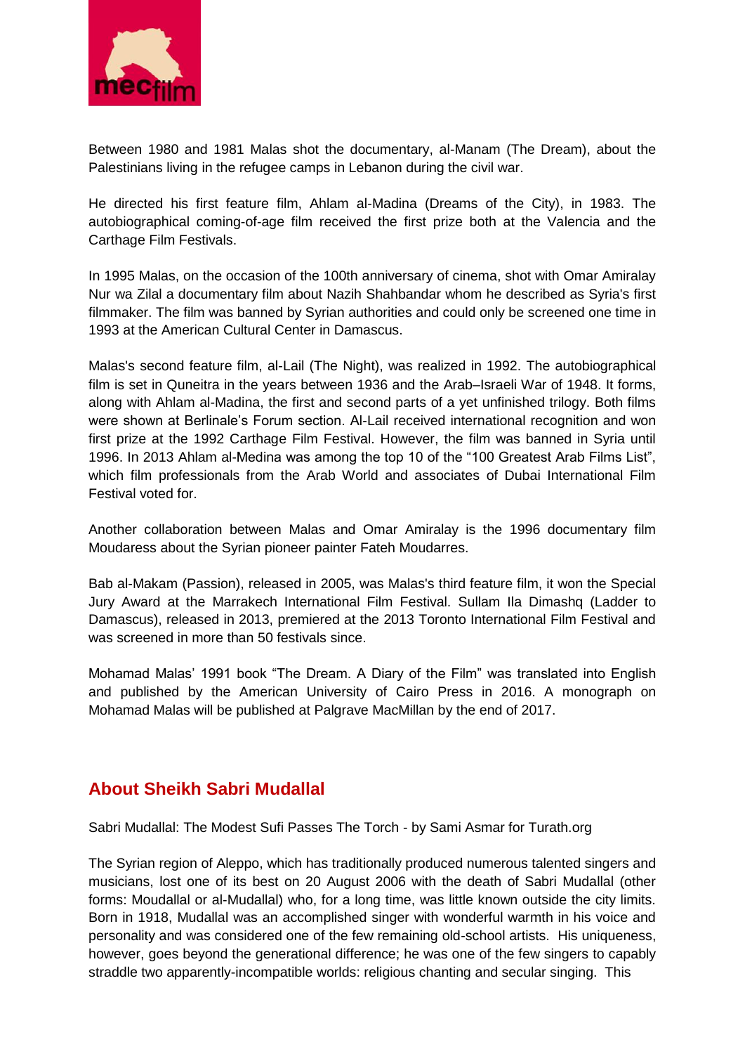Between 1980 and 1981 Malas shot the documentary, al-Manam (The Dream), about the Palestinians living in the refugee camps in Lebanon during the civil war.

He directed his first feature film, Ahlam al-Madina (Dreams of the City), in 1983. The autobiographical coming-of-age film received the first prize both at the Valencia and the Carthage Film Festivals.

In 1995 Malas, on the occasion of the 100th anniversary of cinema, shot with Omar Amiralay Nur wa Zilal a documentary film about Nazih Shahbandar whom he described as Syria's first filmmaker. The film was banned by Syrian authorities and could only be screened one time in 1993 at the American Cultural Center in Damascus.

Malas's second feature film, al-Lail (The Night), was realized in 1992. The autobiographical film is set in Quneitra in the years between 1936 and the Arab–Israeli War of 1948. It forms, along with Ahlam al-Madina, the first and second parts of a yet unfinished trilogy. Both films were shown at Berlinale's Forum section. Al-Lail received international recognition and won first prize at the 1992 Carthage Film Festival. However, the film was banned in Syria until 1996. In 2013 Ahlam al-Medina was among the top 10 of the "100 Greatest Arab Films List", which film professionals from the Arab World and associates of Dubai International Film Festival voted for.

Another collaboration between Malas and Omar Amiralay is the 1996 documentary film Moudaress about the Syrian pioneer painter Fateh Moudarres.

Bab al-Makam (Passion), released in 2005, was Malas's third feature film, it won the Special Jury Award at the Marrakech International Film Festival. Sullam Ila Dimashq (Ladder to Damascus), released in 2013, premiered at the 2013 Toronto International Film Festival and was screened in more than 50 festivals since.

Mohamad Malas' 1991 book "The Dream. A Diary of the Film" was translated into English and published by the American University of Cairo Press in 2016. A monograph on Mohamad Malas will be published at Palgrave MacMillan by the end of 2017.

## About Sheikh Sabri Mudallal

Sabri Mudallal: The Modest Sufi Passes The Torch - by Sami Asmar for Turath.org

The Syrian region of Aleppo, which has traditionally produced numerous talented singers and musicians, lost one of its best on 20 August 2006 with the death of Sabri Mudallal (other forms: Moudallal or al-Mudallal) who, for a long time, was little known outside the city limits. Born in 1918, Mudallal was an accomplished singer with wonderful warmth in his voice and personality and was considered one of the few remaining old-school artists. His uniqueness, however, goes beyond the generational difference; he was one of the few singers to capably straddle two apparently-incompatible worlds: religious chanting and secular singing. This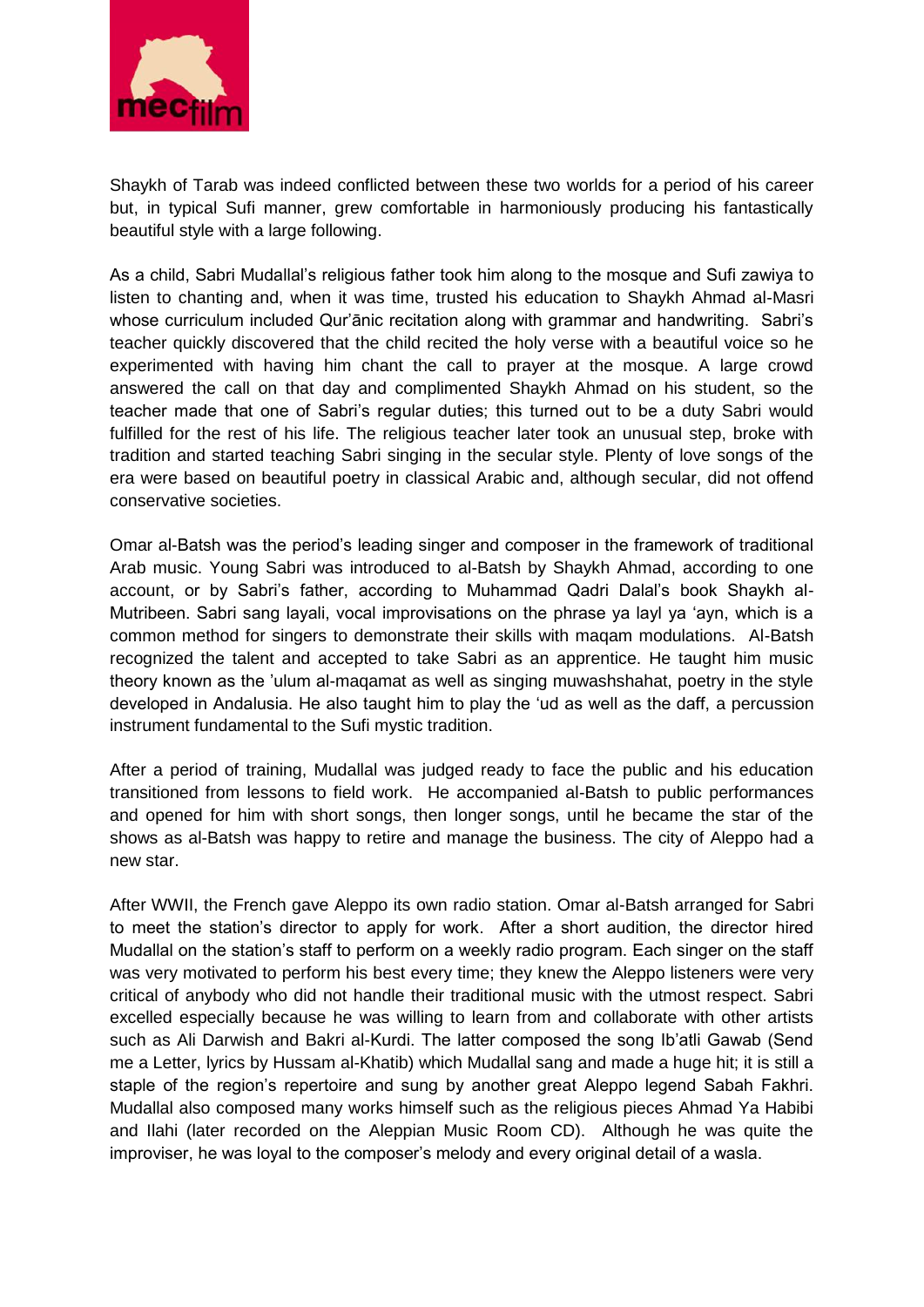Shaykh of Tarab was indeed conflicted between these two worlds for a period of his career but, in typical Sufi manner, grew comfortable in harmoniously producing his fantastically beautiful style with a large following.

As a child, Sabri Mudallal's religious father took him along to the mosque and Sufi zawiya to listen to chanting and, when it was time, trusted his education to Shaykh Ahmad al-Masri whose curriculum included Qur'ānic recitation along with grammar and handwriting. Sabri's teacher quickly discovered that the child recited the holy verse with a beautiful voice so he experimented with having him chant the call to prayer at the mosque. A large crowd answered the call on that day and complimented Shaykh Ahmad on his student, so the teacher made that one of Sabri's regular duties; this turned out to be a duty Sabri would fulfilled for the rest of his life. The religious teacher later took an unusual step, broke with tradition and started teaching Sabri singing in the secular style. Plenty of love songs of the era were based on beautiful poetry in classical Arabic and, although secular, did not offend conservative societies.

Omar al-Batsh was the period's leading singer and composer in the framework of traditional Arab music. Young Sabri was introduced to al-Batsh by Shaykh Ahmad, according to one account, or by Sabri's father, according to Muhammad Qadri Dalal's book Shaykh al-Mutribeen. Sabri sang layali, vocal improvisations on the phrase ya layl ya 'ayn, which is a common method for singers to demonstrate their skills with maqam modulations. Al-Batsh recognized the talent and accepted to take Sabri as an apprentice. He taught him music theory known as the 'ulum al-maqamat as well as singing muwashshahat, poetry in the style developed in Andalusia. He also taught him to play the 'ud as well as the daff, a percussion instrument fundamental to the Sufi mystic tradition.

After a period of training, Mudallal was judged ready to face the public and his education transitioned from lessons to field work. He accompanied al-Batsh to public performances and opened for him with short songs, then longer songs, until he became the star of the shows as al-Batsh was happy to retire and manage the business. The city of Aleppo had a new star.

After WWII, the French gave Aleppo its own radio station. Omar al-Batsh arranged for Sabri to meet the station's director to apply for work. After a short audition, the director hired Mudallal on the station's staff to perform on a weekly radio program. Each singer on the staff was very motivated to perform his best every time; they knew the Aleppo listeners were very critical of anybody who did not handle their traditional music with the utmost respect. Sabri excelled especially because he was willing to learn from and collaborate with other artists such as Ali Darwish and Bakri al-Kurdi. The latter composed the song Ib'atli Gawab (Send me a Letter, lyrics by Hussam al-Khatib) which Mudallal sang and made a huge hit; it is still a staple of the region's repertoire and sung by another great Aleppo legend Sabah Fakhri. Mudallal also composed many works himself such as the religious pieces Ahmad Ya Habibi and Ilahi (later recorded on the Aleppian Music Room CD). Although he was quite the improviser, he was loyal to the composer's melody and every original detail of a wasla.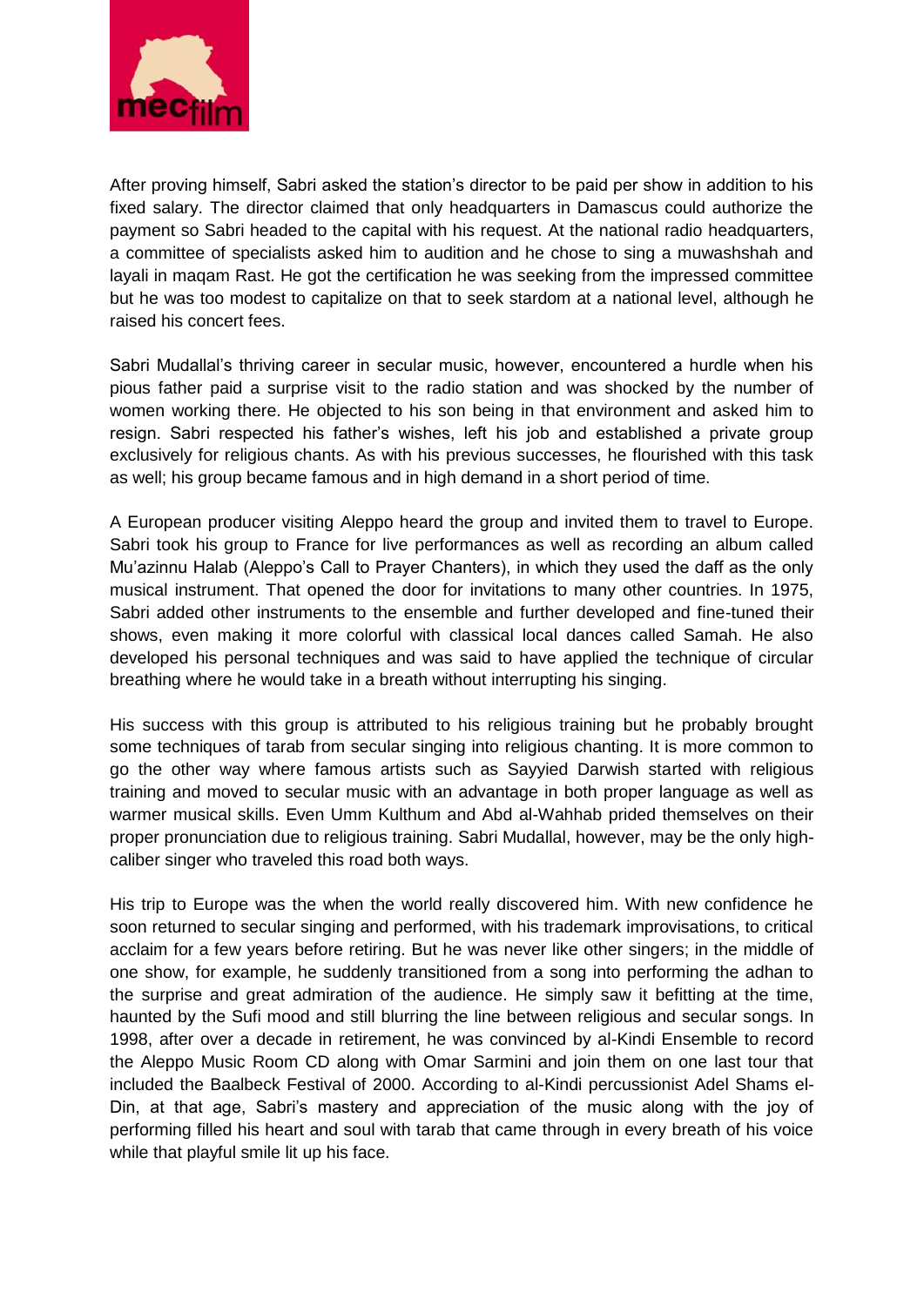After proving himself, Sabri asked the station's director to be paid per show in addition to his fixed salary. The director claimed that only headquarters in Damascus could authorize the payment so Sabri headed to the capital with his request. At the national radio headquarters, a committee of specialists asked him to audition and he chose to sing a muwashshah and layali in maqam Rast. He got the certification he was seeking from the impressed committee but he was too modest to capitalize on that to seek stardom at a national level, although he raised his concert fees.

Sabri Mudallal's thriving career in secular music, however, encountered a hurdle when his pious father paid a surprise visit to the radio station and was shocked by the number of women working there. He objected to his son being in that environment and asked him to resign. Sabri respected his father's wishes, left his job and established a private group exclusively for religious chants. As with his previous successes, he flourished with this task as well; his group became famous and in high demand in a short period of time.

A European producer visiting Aleppo heard the group and invited them to travel to Europe. Sabri took his group to France for live performances as well as recording an album called Mu'azinnu Halab (Aleppo's Call to Prayer Chanters), in which they used the daff as the only musical instrument. That opened the door for invitations to many other countries. In 1975, Sabri added other instruments to the ensemble and further developed and fine-tuned their shows, even making it more colorful with classical local dances called Samah. He also developed his personal techniques and was said to have applied the technique of circular breathing where he would take in a breath without interrupting his singing.

His success with this group is attributed to his religious training but he probably brought some techniques of tarab from secular singing into religious chanting. It is more common to go the other way where famous artists such as Sayyied Darwish started with religious training and moved to secular music with an advantage in both proper language as well as warmer musical skills. Even Umm Kulthum and Abd al-Wahhab prided themselves on their proper pronunciation due to religious training. Sabri Mudallal, however, may be the only high-caliber singer who traveled this road both ways.

His trip to Europe was the when the world really discovered him. With new confidence he soon returned to secular singing and performed, with his trademark improvisations, to critical acclaim for a few years before retiring. But he was never like other singers; in the middle of one show, for example, he suddenly transitioned from a song into performing the adhan to the surprise and great admiration of the audience. He simply saw it befitting at the time, haunted by the Sufi mood and still blurring the line between religious and secular songs. In 1998, after over a decade in retirement, he was convinced by al-Kindi Ensemble to record the Aleppo Music Room CD along with Omar Sarmini and join them on one last tour that included the Baalbeck Festival of 2000. According to al-Kindi percussionist Adel Shams el-Din, at that age, Sabri's mastery and appreciation of the music along with the joy of performing filled his heart and soul with tarab that came through in every breath of his voice while that playful smile lit up his face.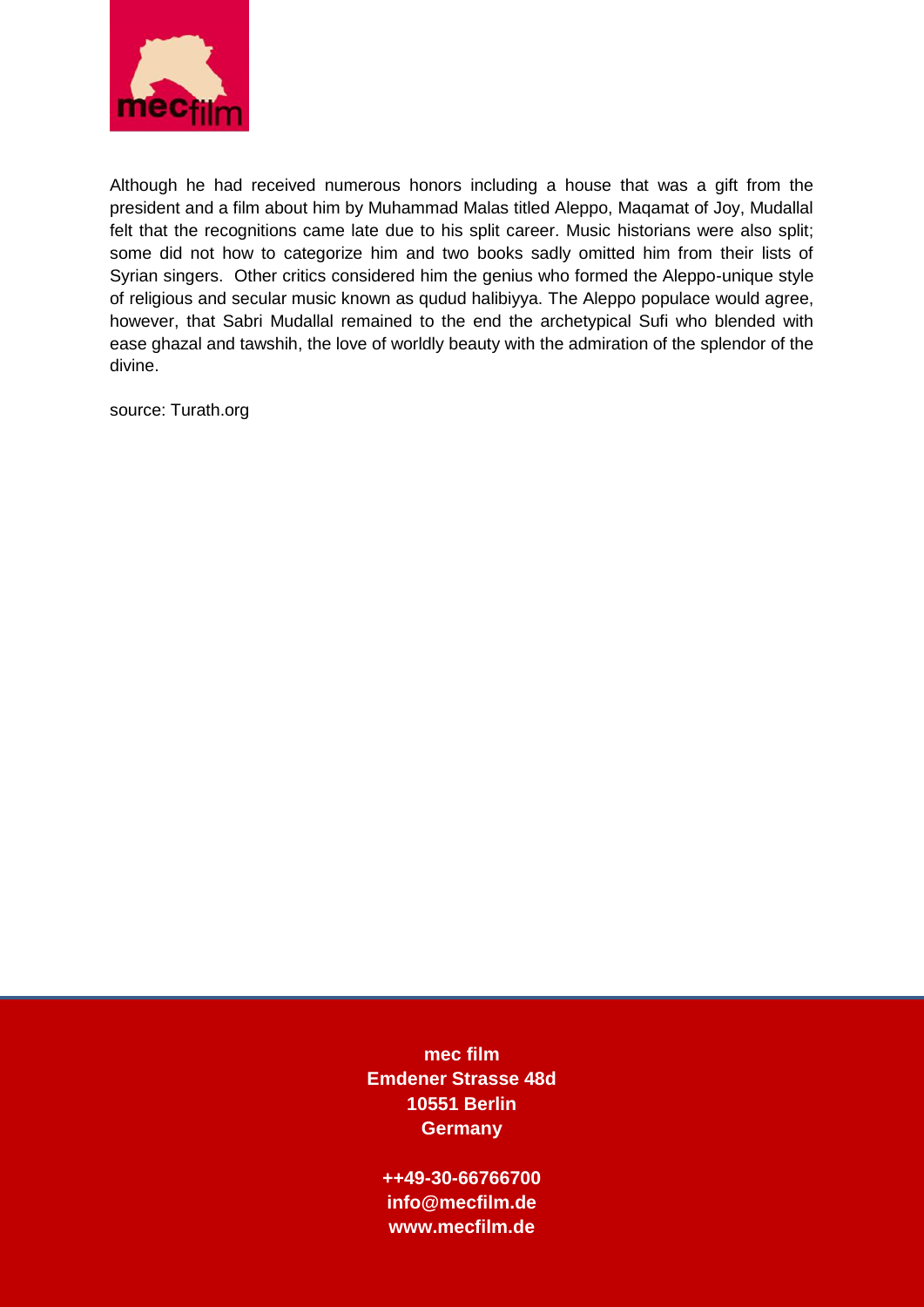Although he had received numerous honors including a house that was a gift from the president and a film about him by Muhammad Malas titled Aleppo, Maqamat of Joy, Mudallal felt that the recognitions came late due to his split career. Music historians were also split; some did not how to categorize him and two books sadly omitted him from their lists of Syrian singers. Other critics considered him the genius who formed the Aleppo-unique style of religious and secular music known as qudud halibiyya. The Aleppo populace would agree, however, that Sabri Mudallal remained to the end the archetypical Sufi who blended with ease ghazal and tawshih, the love of worldly beauty with the admiration of the splendor of the divine.

source: Turath.org

**mec film**
**Emdener Strasse 48d**
**10551 Berlin**
**Germany**

**++49-30-66766700**
**info@mecfilm.de**
**www.mecfilm.de**